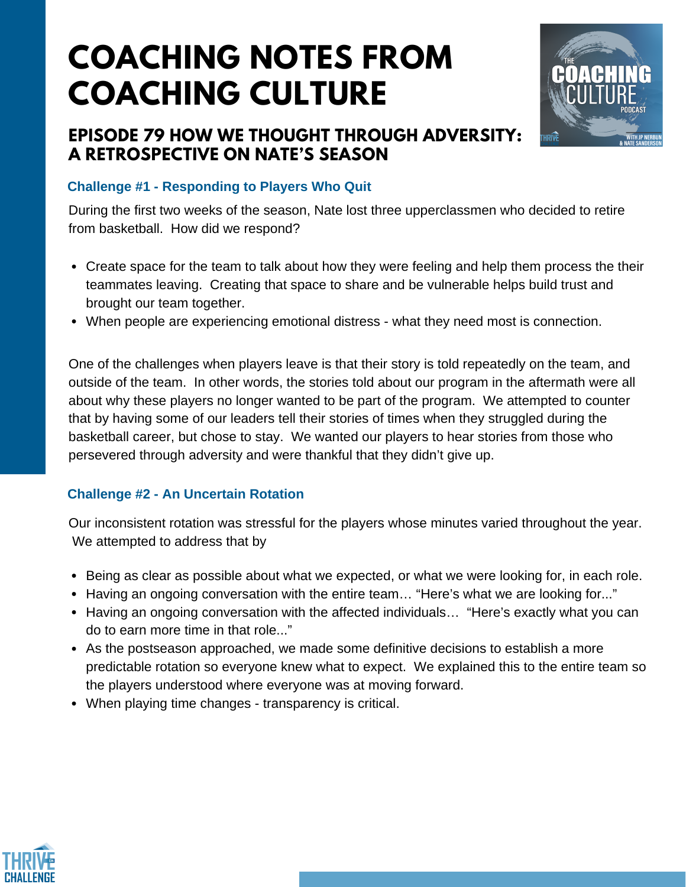# COACHING NOTES FROM COACHING CULTURE

## EPISODE 79 HOW WE THOUGHT THROUGH ADVERSITY: A RETROSPECTIVE ON NATE'S SEASON

### Challenge #1 - Responding to Players Who Quit

During the first two weeks of the season, Nate lost three upperclassmen who decided to retire from basketball. How did we respond?

- Create space for the team to talk about how they were feeling and help them process the their teammates leaving. Creating that space to share and be vulnerable helps build trust and brought our team together.
- When people are experiencing emotional distress - what they need most is connection.

One of the challenges when players leave is that their story is told repeatedly on the team, and outside of the team. In other words, the stories told about our program in the aftermath were all about why these players no longer wanted to be part of the program. We attempted to counter that by having some of our leaders tell their stories of times when they struggled during the basketball career, but chose to stay. We wanted our players to hear stories from those who persevered through adversity and were thankful that they didn't give up.

### Challenge #2 - An Uncertain Rotation

Our inconsistent rotation was stressful for the players whose minutes varied throughout the year. We attempted to address that by

- Being as clear as possible about what we expected, or what we were looking for, in each role.
- Having an ongoing conversation with the entire team… "Here's what we are looking for..."
- Having an ongoing conversation with the affected individuals… "Here's exactly what you can do to earn more time in that role..."
- As the postseason approached, we made some definitive decisions to establish a more predictable rotation so everyone knew what to expect. We explained this to the entire team so the players understood where everyone was at moving forward.
- When playing time changes - transparency is critical.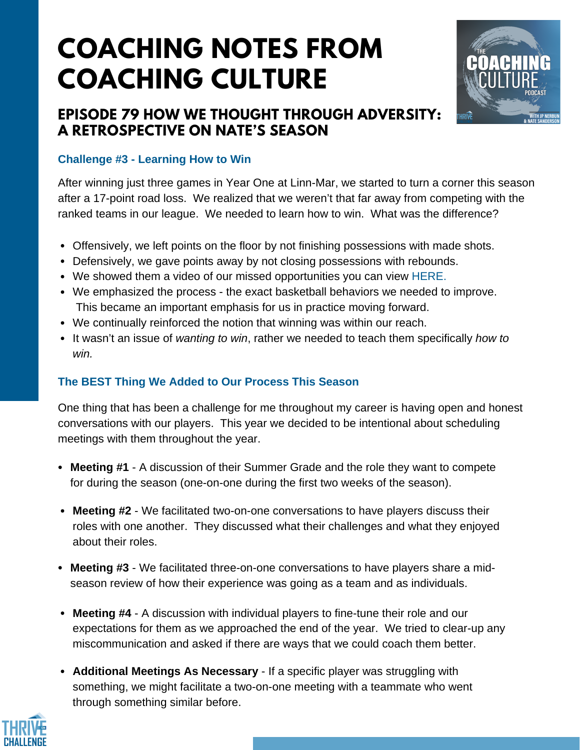# COACHING NOTES FROM COACHING CULTURE

## EPISODE 79 HOW WE THOUGHT THROUGH ADVERSITY: A RETROSPECTIVE ON NATE'S SEASON

### Challenge #3 - Learning How to Win

After winning just three games in Year One at Linn-Mar, we started to turn a corner this season after a 17-point road loss. We realized that we weren't that far away from competing with the ranked teams in our league. We needed to learn how to win. What was the difference?

- Offensively, we left points on the floor by not finishing possessions with made shots.
- Defensively, we gave points away by not closing possessions with rebounds.
- We showed them a video of our missed opportunities you can view HERE.
- We emphasized the process - the exact basketball behaviors we needed to improve. This became an important emphasis for us in practice moving forward.
- We continually reinforced the notion that winning was within our reach.
- It wasn't an issue of *wanting to win*, rather we needed to teach them specifically *how to win.*

### The BEST Thing We Added to Our Process This Season

One thing that has been a challenge for me throughout my career is having open and honest conversations with our players. This year we decided to be intentional about scheduling meetings with them throughout the year.

- **Meeting #1** - A discussion of their Summer Grade and the role they want to compete for during the season (one-on-one during the first two weeks of the season).
- **Meeting #2** - We facilitated two-on-one conversations to have players discuss their roles with one another. They discussed what their challenges and what they enjoyed about their roles.
- **Meeting #3** - We facilitated three-on-one conversations to have players share a mid-season review of how their experience was going as a team and as individuals.
- **Meeting #4** - A discussion with individual players to fine-tune their role and our expectations for them as we approached the end of the year. We tried to clear-up any miscommunication and asked if there are ways that we could coach them better.
- **Additional Meetings As Necessary** - If a specific player was struggling with something, we might facilitate a two-on-one meeting with a teammate who went through something similar before.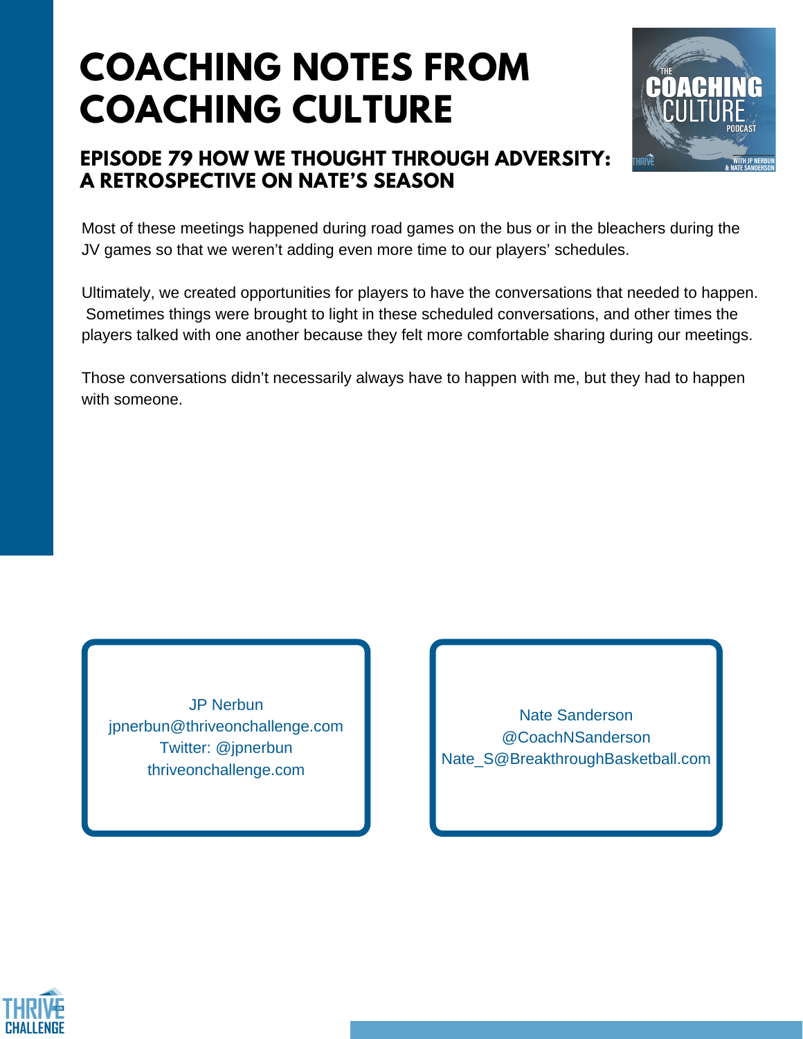# COACHING NOTES FROM COACHING CULTURE

## EPISODE 79 HOW WE THOUGHT THROUGH ADVERSITY: A RETROSPECTIVE ON NATE'S SEASON

Most of these meetings happened during road games on the bus or in the bleachers during the JV games so that we weren't adding even more time to our players' schedules.

Ultimately, we created opportunities for players to have the conversations that needed to happen. Sometimes things were brought to light in these scheduled conversations, and other times the players talked with one another because they felt more comfortable sharing during our meetings.

Those conversations didn't necessarily always have to happen with me, but they had to happen with someone.

JP Nerbun
jpnerbun@thriveonchallenge.com
Twitter: @jpnerbun
thriveonchallenge.com

Nate Sanderson
@CoachNSanderson
Nate_S@BreakthroughBasketball.com